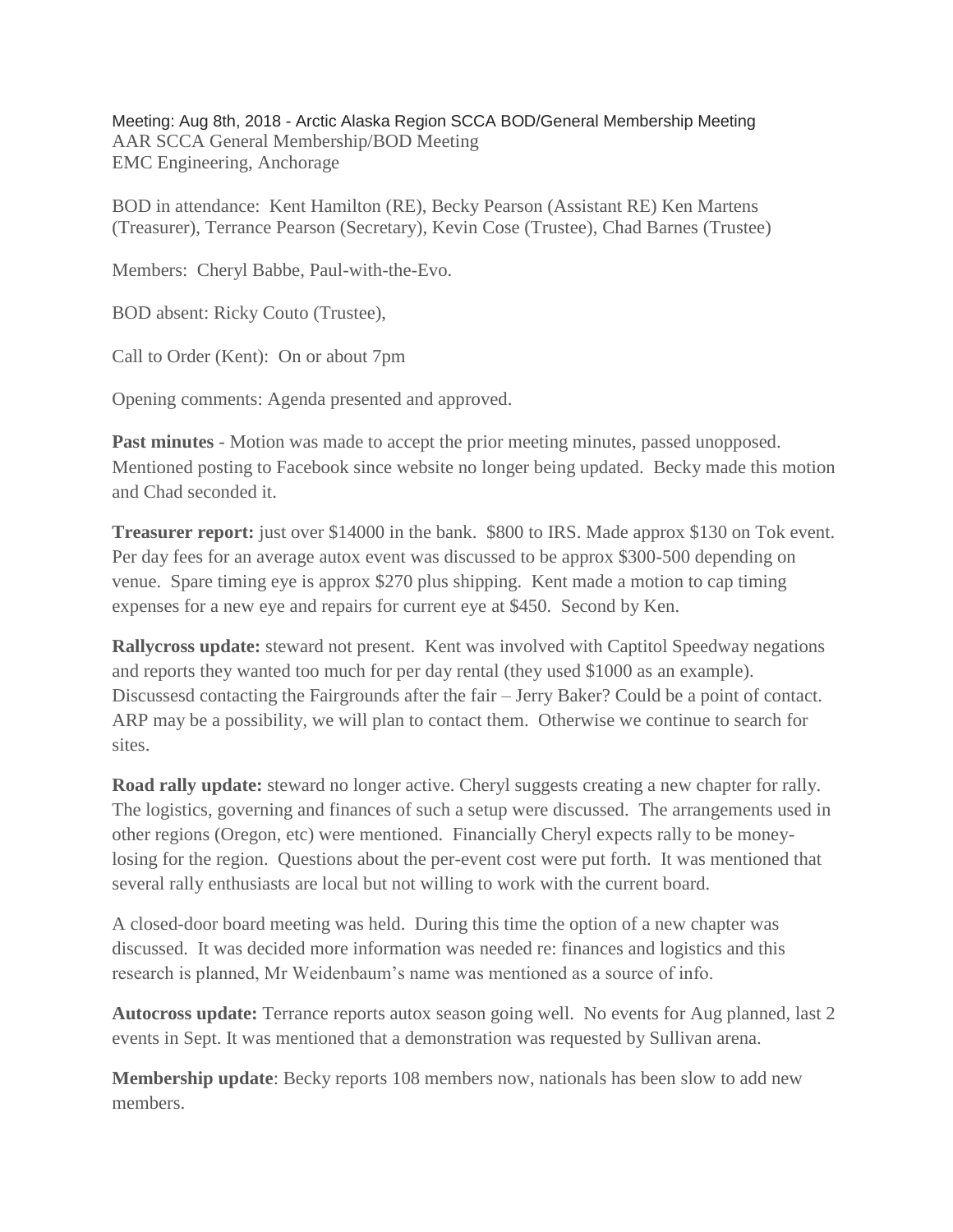Meeting: Aug 8th, 2018 - Arctic Alaska Region SCCA BOD/General Membership Meeting
AAR SCCA General Membership/BOD Meeting
EMC Engineering, Anchorage

BOD in attendance: Kent Hamilton (RE), Becky Pearson (Assistant RE) Ken Martens (Treasurer), Terrance Pearson (Secretary), Kevin Cose (Trustee), Chad Barnes (Trustee)

Members: Cheryl Babbe, Paul-with-the-Evo.

BOD absent: Ricky Couto (Trustee),

Call to Order (Kent): On or about 7pm

Opening comments: Agenda presented and approved.

**Past minutes** - Motion was made to accept the prior meeting minutes, passed unopposed. Mentioned posting to Facebook since website no longer being updated. Becky made this motion and Chad seconded it.

**Treasurer report:** just over $14000 in the bank. $800 to IRS. Made approx $130 on Tok event. Per day fees for an average autox event was discussed to be approx $300-500 depending on venue. Spare timing eye is approx $270 plus shipping. Kent made a motion to cap timing expenses for a new eye and repairs for current eye at $450. Second by Ken.

**Rallycross update:** steward not present. Kent was involved with Captitol Speedway negations and reports they wanted too much for per day rental (they used $1000 as an example). Discussesd contacting the Fairgrounds after the fair – Jerry Baker? Could be a point of contact. ARP may be a possibility, we will plan to contact them. Otherwise we continue to search for sites.

**Road rally update:** steward no longer active. Cheryl suggests creating a new chapter for rally. The logistics, governing and finances of such a setup were discussed. The arrangements used in other regions (Oregon, etc) were mentioned. Financially Cheryl expects rally to be money-losing for the region. Questions about the per-event cost were put forth. It was mentioned that several rally enthusiasts are local but not willing to work with the current board.

A closed-door board meeting was held. During this time the option of a new chapter was discussed. It was decided more information was needed re: finances and logistics and this research is planned, Mr Weidenbaum's name was mentioned as a source of info.

**Autocross update:** Terrance reports autox season going well. No events for Aug planned, last 2 events in Sept. It was mentioned that a demonstration was requested by Sullivan arena.

**Membership update**: Becky reports 108 members now, nationals has been slow to add new members.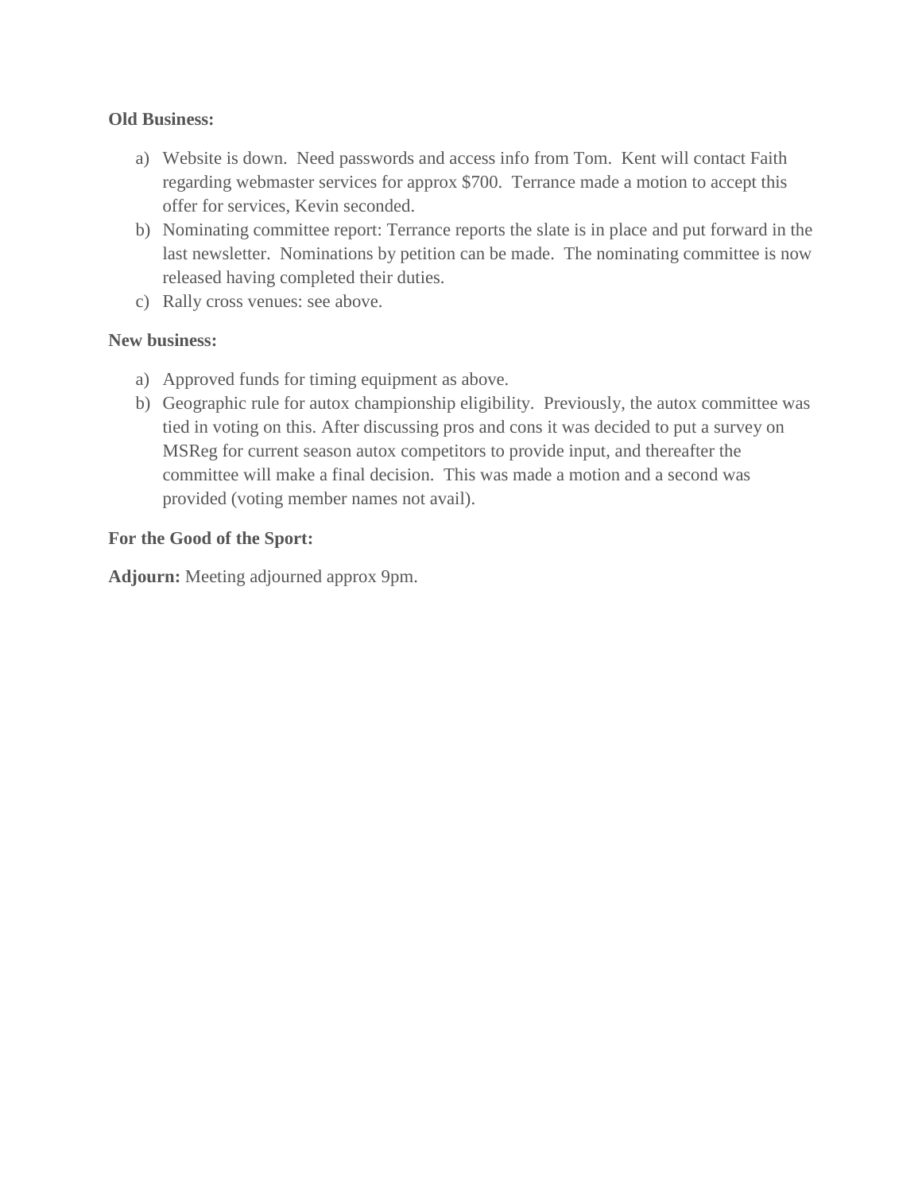**Old Business:**

a) Website is down.  Need passwords and access info from Tom.  Kent will contact Faith regarding webmaster services for approx $700.  Terrance made a motion to accept this offer for services, Kevin seconded.

b) Nominating committee report: Terrance reports the slate is in place and put forward in the last newsletter.  Nominations by petition can be made.  The nominating committee is now released having completed their duties.

c) Rally cross venues: see above.

**New business:**

a) Approved funds for timing equipment as above.

b) Geographic rule for autox championship eligibility.  Previously, the autox committee was tied in voting on this. After discussing pros and cons it was decided to put a survey on MSReg for current season autox competitors to provide input, and thereafter the committee will make a final decision.  This was made a motion and a second was provided (voting member names not avail).

**For the Good of the Sport:**

**Adjourn:** Meeting adjourned approx 9pm.